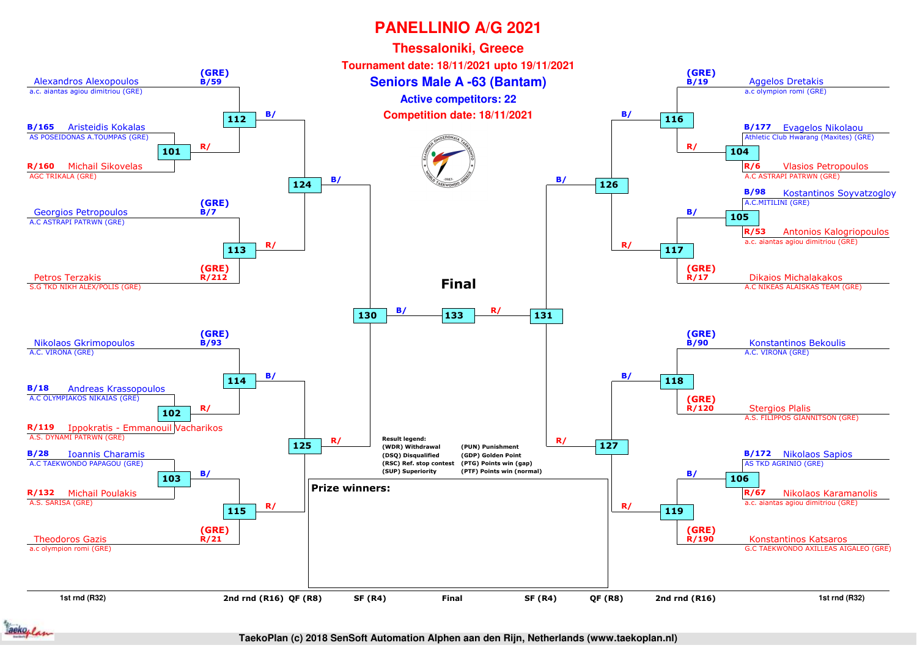# PANELLINIO A/G 2021

## Thessaloniki, Greece

**Tournament date: 18/11/2021 upto 19/11/2021**

## Seniors Male A -63 (Bantam)

**Active competitors: 22**

**Competition date: 18/11/2021**

### Left side of bracket

| 1st rnd (R32) | 2nd rnd (R16) | QF (R8) | SF (R4) |
|---|---|---|---|
| | (GRE) B/59 Alexandros Alexopoulos — a.c. aiantas agiou dimitriou (GRE) | 112 B/ | 124 B/ |
| B/165 Aristeidis Kokalas — AS POSEIDONAS A.TOUMPAS (GRE) | 101 R/ | | |
| R/160 Michail Sikovelas — AGC TRIKALA (GRE) | | | |
| | (GRE) B/7 Georgios Petropoulos — A.C ASTRAPI PATRWN (GRE) | 113 R/ | |
| | (GRE) R/212 Petros Terzakis — S.G TKD NIKH ALEX/POLIS (GRE) | | |
| | (GRE) B/93 Nikolaos Gkrimopoulos — A.C. VIRONA (GRE) | 114 B/ | 125 R/ |
| B/18 Andreas Krassopoulos — A.C OLYMPIAKOS NIKAIAS (GRE) | 102 R/ | | |
| R/119 Ippokratis - Emmanouil Vacharikos — A.S. DYNAMI PATRWN (GRE) | | | |
| B/28 Ioannis Charamis — A.C TAEKWONDO PAPAGOU (GRE) | 103 B/ | 115 R/ | |
| R/132 Michail Poulakis — A.S. SARISA (GRE) | | | |
| | (GRE) R/21 Theodoros Gazis — a.c olympion romi (GRE) | | |

### Final

| SF (R4) | Final | SF (R4) |
|---|---|---|
| 130 B/ | 133 | R/ 131 |

### Right side of bracket

| SF (R4) | QF (R8) | 2nd rnd (R16) | 1st rnd (R32) |
|---|---|---|---|
| 126 B/ | 116 B/ | (GRE) B/19 Aggelos Dretakis — a.c olympion romi (GRE) | |
| | | 104 R/ | B/177 Evagelos Nikolaou — Athletic Club Hwarang (Maxites) (GRE) |
| | | | R/6 Vlasios Petropoulos — A.C ASTRAPI PATRWN (GRE) |
| | 117 R/ | 105 B/ | B/98 Kostantinos Soyvatzogloy — A.C.MITILINI (GRE) |
| | | | R/53 Antonios Kalogriopoulos — a.c. aiantas agiou dimitriou (GRE) |
| | | (GRE) R/17 Dikaios Michalakakos — A.C NIKEAS ALAISKAS TEAM (GRE) | |
| 127 R/ | 118 B/ | (GRE) B/90 Konstantinos Bekoulis — A.C. VIRONA (GRE) | |
| | | (GRE) R/120 Stergios Plalis — A.S. FILIPPOS GIANNITSON (GRE) | |
| | 119 R/ | 106 B/ | B/172 Nikolaos Sapios — AS TKD AGRINIO (GRE) |
| | | | R/67 Nikolaos Karamanolis — a.c. aiantas agiou dimitriou (GRE) |
| | | (GRE) R/190 Konstantinos Katsaros — G.C TAEKWONDO AXILLEAS AIGALEO (GRE) | |

**Result legend:**

| | |
|---|---|
| (WDR) Withdrawal | (PUN) Punishment |
| (DSQ) Disqualified | (GDP) Golden Point |
| (RSC) Ref. stop contest | (PTG) Points win (gap) |
| (SUP) Superiority | (PTF) Points win (normal) |

**Prize winners:**

TaekoPlan (c) 2018 SenSoft Automation Alphen aan den Rijn, Netherlands (www.taekoplan.nl)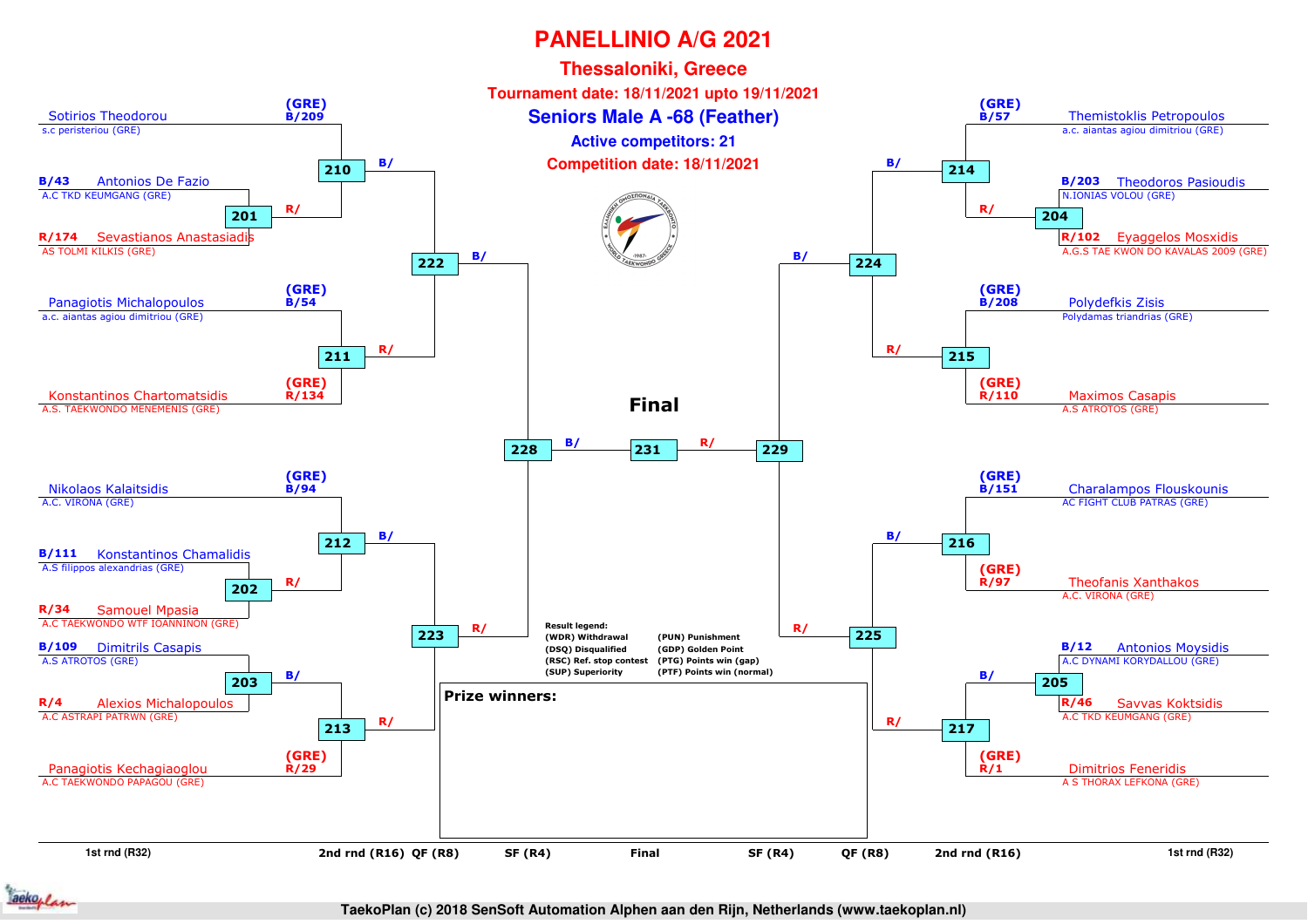# PANELLINIO A/G 2021

## Thessaloniki, Greece

**Tournament date: 18/11/2021 upto 19/11/2021**

## Seniors Male A -68 (Feather)

**Active competitors: 21**

**Competition date: 18/11/2021**

### Left side of bracket

| Seed | Competitor | Club | 1st rnd (R32) | 2nd rnd (R16) | QF (R8) | SF (R4) |
|---|---|---|---|---|---|---|
| (GRE) B/209 | Sotirios Theodorou | s.c peristeriou (GRE) | | 210 | 222 | 228 |
| B/43 | Antonios De Fazio | A.C TKD KEUMGANG (GRE) | 201 | 210 | 222 | 228 |
| R/174 | Sevastianos Anastasiadis | AS TOLMI KILKIS (GRE) | 201 | 210 | 222 | 228 |
| (GRE) B/54 | Panagiotis Michalopoulos | a.c. aiantas agiou dimitriou (GRE) | | 211 | 222 | 228 |
| (GRE) R/134 | Konstantinos Chartomatsidis | A.S. TAEKWONDO MENEMENIS (GRE) | | 211 | 222 | 228 |
| (GRE) B/94 | Nikolaos Kalaitsidis | A.C. VIRONA (GRE) | | 212 | 223 | 228 |
| B/111 | Konstantinos Chamalidis | A.S filippos alexandrias (GRE) | 202 | 212 | 223 | 228 |
| R/34 | Samouel Mpasia | A.C TAEKWONDO WTF IOANNINON (GRE) | 202 | 212 | 223 | 228 |
| B/109 | Dimitrils Casapis | A.S ATROTOS (GRE) | 203 | 213 | 223 | 228 |
| R/4 | Alexios Michalopoulos | A.C ASTRAPI PATRWN (GRE) | 203 | 213 | 223 | 228 |
| (GRE) R/29 | Panagiotis Kechagiaoglou | A.C TAEKWONDO PAPAGOU (GRE) | | 213 | 223 | 228 |

### Right side of bracket

| Seed | Competitor | Club | 1st rnd (R32) | 2nd rnd (R16) | QF (R8) | SF (R4) |
|---|---|---|---|---|---|---|
| (GRE) B/57 | Themistoklis Petropoulos | a.c. aiantas agiou dimitriou (GRE) | | 214 | 224 | 229 |
| B/203 | Theodoros Pasioudis | N.IONIAS VOLOU (GRE) | 204 | 214 | 224 | 229 |
| R/102 | Eyaggelos Mosxidis | A.G.S TAE KWON DO KAVALAS 2009 (GRE) | 204 | 214 | 224 | 229 |
| (GRE) B/208 | Polydefkis Zisis | Polydamas triandrias (GRE) | | 215 | 224 | 229 |
| (GRE) R/110 | Maximos Casapis | A.S ATROTOS (GRE) | | 215 | 224 | 229 |
| (GRE) B/151 | Charalampos Flouskounis | AC FIGHT CLUB PATRAS (GRE) | | 216 | 225 | 229 |
| (GRE) R/97 | Theofanis Xanthakos | A.C. VIRONA (GRE) | | 216 | 225 | 229 |
| B/12 | Antonios Moysidis | A.C DYNAMI KORYDALLOU (GRE) | 205 | 217 | 225 | 229 |
| R/46 | Savvas Koktsidis | A.C TKD KEUMGANG (GRE) | 205 | 217 | 225 | 229 |
| (GRE) R/1 | Dimitrios Feneridis | A S THORAX LEFKONA (GRE) | | 217 | 225 | 229 |

### Final

Match 231: B/ (winner of 228) vs R/ (winner of 229)

**Result legend:**

- (WDR) Withdrawal
- (DSQ) Disqualified
- (RSC) Ref. stop contest
- (SUP) Superiority
- (PUN) Punishment
- (GDP) Golden Point
- (PTG) Points win (gap)
- (PTF) Points win (normal)

**Prize winners:**

1st rnd (R32) | 2nd rnd (R16) | QF (R8) | SF (R4) | Final | SF (R4) | QF (R8) | 2nd rnd (R16) | 1st rnd (R32)

TaekoPlan (c) 2018 SenSoft Automation Alphen aan den Rijn, Netherlands (www.taekoplan.nl)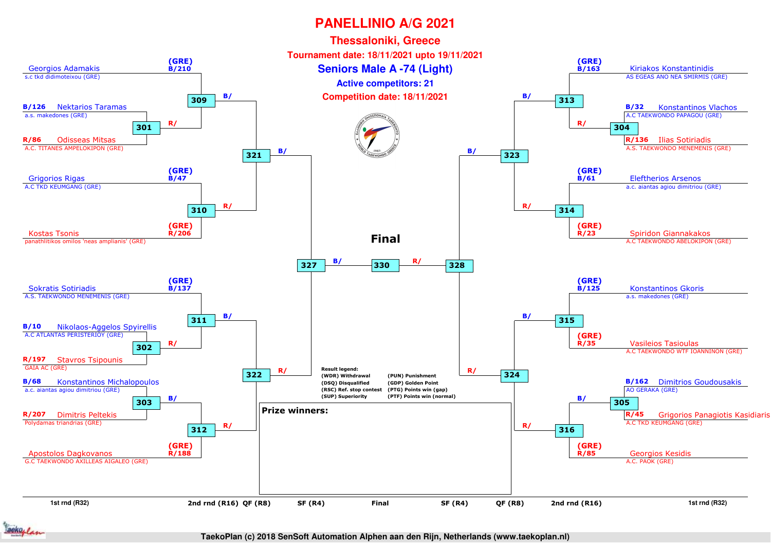# PANELLINIO A/G 2021

## Thessaloniki, Greece

**Tournament date: 18/11/2021 upto 19/11/2021**

## Seniors Male A -74 (Light)

**Active competitors: 21**

**Competition date: 18/11/2021**

### Left side of bracket

| 1st rnd (R32) | 2nd rnd (R16) | QF (R8) | SF (R4) |
|---|---|---|---|
| | Georgios Adamakis, s.c tkd didimoteixou (GRE) — (GRE) B/210 | 309 | |
| B/126 Nektarios Taramas, a.s. makedones (GRE) | 301 (R/) | | |
| R/86 Odisseas Mitsas, A.C. TITANES AMPELOKIPON (GRE) | | | |
| | | 321 | |
| | Grigorios Rigas, A.C TKD KEUMGANG (GRE) — (GRE) B/47 | 310 | |
| | Kostas Tsonis, panathlitikos omilos 'neas amplianis' (GRE) — (GRE) R/206 | | |
| | | | 327 |
| | Sokratis Sotiriadis, A.S. TAEKWONDO MENEMENIS (GRE) — (GRE) B/137 | 311 | |
| B/10 Nikolaos-Aggelos Spyirellis, A.C ATLANTAS PERISTERIOY (GRE) | 302 (R/) | | |
| R/197 Stavros Tsipounis, GAIA AC (GRE) | | | |
| | | 322 | |
| B/68 Konstantinos Michalopoulos, a.c. aiantas agiou dimitriou (GRE) | 303 (B/) | 312 | |
| R/207 Dimitris Peltekis, Polydamas triandrias (GRE) | | | |
| | Apostolos Dagkovanos, G.C TAEKWONDO AXILLEAS AIGALEO (GRE) — (GRE) R/188 | | |

### Final

327 (B/) — **330** — (R/) 328

### Right side of bracket

| SF (R4) | QF (R8) | 2nd rnd (R16) | 1st rnd (R32) |
|---|---|---|---|
| | | (GRE) B/163 — Kiriakos Konstantinidis, AS EGEAS ANO NEA SMIRMIS (GRE) | |
| | 313 | 304 (R/) | B/32 Konstantinos Vlachos, A.C TAEKWONDO PAPAGOU (GRE) |
| | | | R/136 Ilias Sotiriadis, A.S. TAEKWONDO MENEMENIS (GRE) |
| | 323 | | |
| | 314 | (GRE) B/61 — Eleftherios Arsenos, a.c. aiantas agiou dimitriou (GRE) | |
| | | (GRE) R/23 — Spiridon Giannakakos, A.C TAEKWONDO ABELOKIPON (GRE) | |
| 328 | | | |
| | 315 | (GRE) B/125 — Konstantinos Gkoris, a.s. makedones (GRE) | |
| | | (GRE) R/35 — Vasileios Tasioulas, A.C TAEKWONDO WTF IOANNINON (GRE) | |
| | 324 | | |
| | 316 | 305 (B/) | B/162 Dimitrios Goudousakis, AO GERAKA (GRE) |
| | | | R/45 Grigorios Panagiotis Kasidiaris, A.C TKD KEUMGANG (GRE) |
| | | (GRE) R/85 — Georgios Kesidis, A.C. PAOK (GRE) | |

**Result legend:**

| | |
|---|---|
| (WDR) Withdrawal | (PUN) Punishment |
| (DSQ) Disqualified | (GDP) Golden Point |
| (RSC) Ref. stop contest | (PTG) Points win (gap) |
| (SUP) Superiority | (PTF) Points win (normal) |

**Prize winners:**

1st rnd (R32) | 2nd rnd (R16) | QF (R8) | SF (R4) | Final | SF (R4) | QF (R8) | 2nd rnd (R16) | 1st rnd (R32)

TaekoPlan (c) 2018 SenSoft Automation Alphen aan den Rijn, Netherlands (www.taekoplan.nl)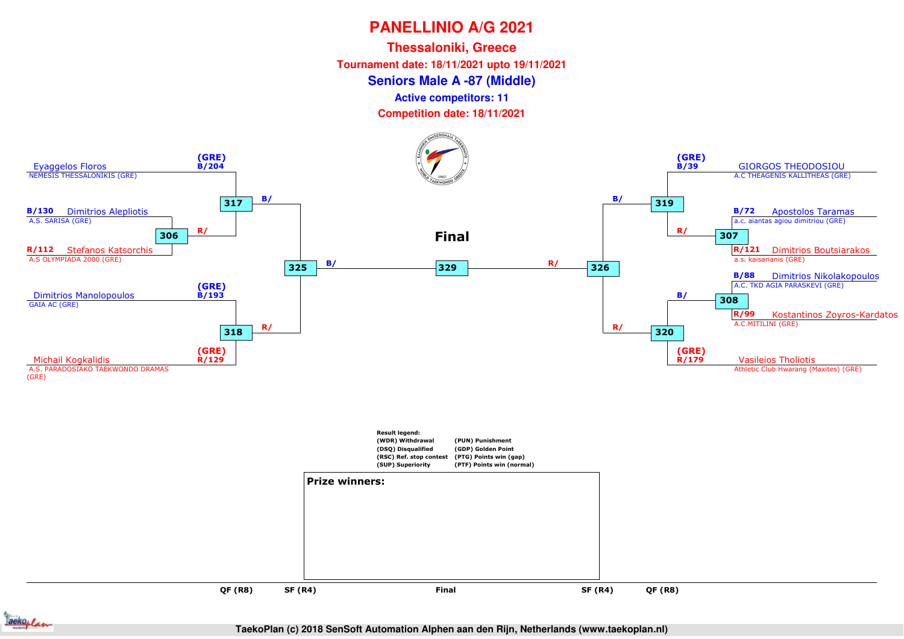# PANELLINIO A/G 2021

## Thessaloniki, Greece

**Tournament date: 18/11/2021 upto 19/11/2021**

## Seniors Male A -87 (Middle)

**Active competitors: 11**

**Competition date: 18/11/2021**

### Left side of bracket

| Competitor | Club | Seed/No. | Match |
|---|---|---|---|
| Eyaggelos Floros | NEMESIS THESSALONIKIS (GRE) | (GRE) B/204 | 317 |
| Dimitrios Alepliotis | A.S. SARISA (GRE) | B/130 | 306 |
| Stefanos Katsorchis | A.S OLYMPIADA 2000 (GRE) | R/112 | 306 |
| Dimitrios Manolopoulos | GAIA AC (GRE) | (GRE) B/193 | 318 |
| Michail Kogkalidis | A.S. PARADOSIAKO TAEKWONDO DRAMAS (GRE) | (GRE) R/129 | 318 |

- 306 → R/ in 317
- 317 → B/ in 325
- 318 → R/ in 325
- 325 → B/ in 329

### Right side of bracket

| Competitor | Club | Seed/No. | Match |
|---|---|---|---|
| GIORGOS THEODOSIOU | A.C THEAGENIS KALLITHEAS (GRE) | (GRE) B/39 | 319 |
| Apostolos Taramas | a.c. aiantas agiou dimitriou (GRE) | B/72 | 307 |
| Dimitrios Boutsiarakos | a.s. kaisarianis (GRE) | R/121 | 307 |
| Dimitrios Nikolakopoulos | A.C. TKD AGIA PARASKEVI (GRE) | B/88 | 308 |
| Kostantinos Zoyros-Kardatos | A.C.MITILINI (GRE) | R/99 | 308 |
| Vasileios Tholiotis | Athletic Club Hwarang (Maxites) (GRE) | (GRE) R/179 | 320 |

- 307 → R/ in 319
- 308 → B/ in 320
- 319 → B/ in 326
- 320 → R/ in 326
- 326 → R/ in 329

### Final

329

**Result legend:**

- (WDR) Withdrawal
- (DSQ) Disqualified
- (RSC) Ref. stop contest
- (SUP) Superiority
- (PUN) Punishment
- (GDP) Golden Point
- (PTG) Points win (gap)
- (PTF) Points win (normal)

**Prize winners:**

QF (R8) | SF (R4) | Final | SF (R4) | QF (R8)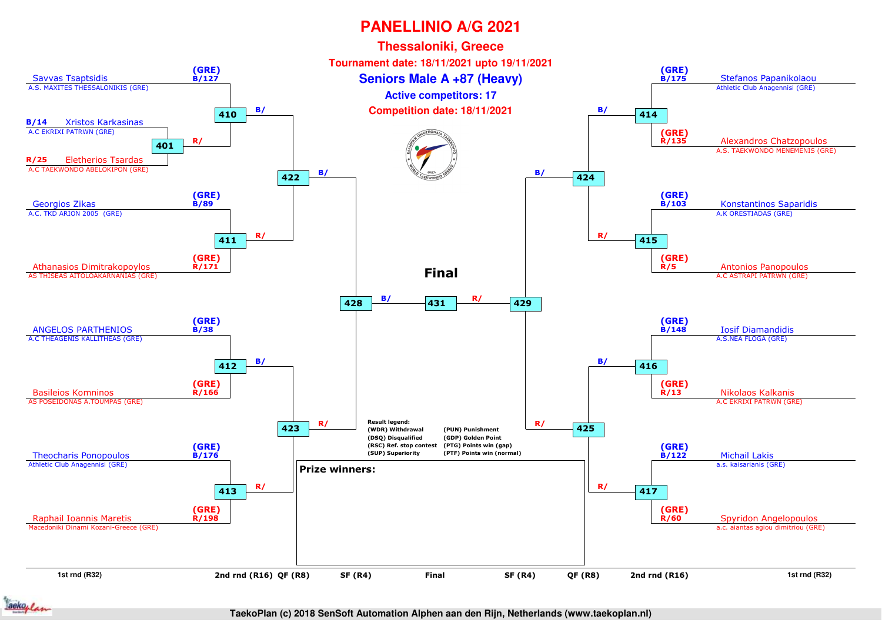# PANELLINIO A/G 2021

## Thessaloniki, Greece

**Tournament date: 18/11/2021 upto 19/11/2021**

## Seniors Male A +87 (Heavy)

**Active competitors: 17**

**Competition date: 18/11/2021**

### Left side of bracket

| 1st rnd (R32) | 2nd rnd (R16) | QF (R8) | SF (R4) |
|---|---|---|---|
| B/14 Xristos Karkasinas – A.C EKRIXI PATRWN (GRE) / R/25 Eletherios Tsardas – A.C TAEKWONDO ABELOKIPON (GRE) → 401 | | | |
| | (GRE) B/127 Savvas Tsaptsidis – A.S. MAXITES THESSALONIKIS (GRE) vs R/ winner 401 → 410 | | |
| | (GRE) B/89 Georgios Zikas – A.C. TKD ARION 2005 (GRE) vs (GRE) R/171 Athanasios Dimitrakopoylos – AS THISEAS AITOLOAKARNANIAS (GRE) → 411 | B/ 410 vs R/ 411 → 422 | |
| | (GRE) B/38 ANGELOS PARTHENIOS – A.C THEAGENIS KALLITHEAS (GRE) vs (GRE) R/166 Basileios Komninos – AS POSEIDONAS A.TOUMPAS (GRE) → 412 | | B/ 422 vs R/ 423 → 428 |
| | (GRE) B/176 Theocharis Ponopoulos – Athletic Club Anagennisi (GRE) vs (GRE) R/198 Raphail Ioannis Maretis – Macedoniki Dinami Kozani-Greece (GRE) → 413 | B/ 412 vs R/ 413 → 423 | |

### Right side of bracket

| SF (R4) | QF (R8) | 2nd rnd (R16) |
|---|---|---|
| | B/ 414 vs R/ 415 → 424 | (GRE) B/175 Stefanos Papanikolaou – Athletic Club Anagennisi (GRE) vs (GRE) R/135 Alexandros Chatzopoulos – A.S. TAEKWONDO MENEMENIS (GRE) → 414 |
| | | (GRE) B/103 Konstantinos Saparidis – A.K ORESTIADAS (GRE) vs (GRE) R/5 Antonios Panopoulos – A.C ASTRAPI PATRWN (GRE) → 415 |
| B/ 424 vs R/ 425 → 429 | B/ 416 vs R/ 417 → 425 | (GRE) B/148 Iosif Diamandidis – A.S.NEA FLOGA (GRE) vs (GRE) R/13 Nikolaos Kalkanis – A.C EKRIXI PATRWN (GRE) → 416 |
| | | (GRE) B/122 Michail Lakis – a.s. kaisarianis (GRE) vs (GRE) R/60 Spyridon Angelopoulos – a.c. aiantas agiou dimitriou (GRE) → 417 |

### Final

B/ 428 vs R/ 429 → 431

**Result legend:**

- (WDR) Withdrawal
- (DSQ) Disqualified
- (RSC) Ref. stop contest
- (SUP) Superiority
- (PUN) Punishment
- (GDP) Golden Point
- (PTG) Points win (gap)
- (PTF) Points win (normal)

**Prize winners:**

1st rnd (R32) | 2nd rnd (R16) | QF (R8) | SF (R4) | Final | SF (R4) | QF (R8) | 2nd rnd (R16) | 1st rnd (R32)

TaekoPlan (c) 2018 SenSoft Automation Alphen aan den Rijn, Netherlands (www.taekoplan.nl)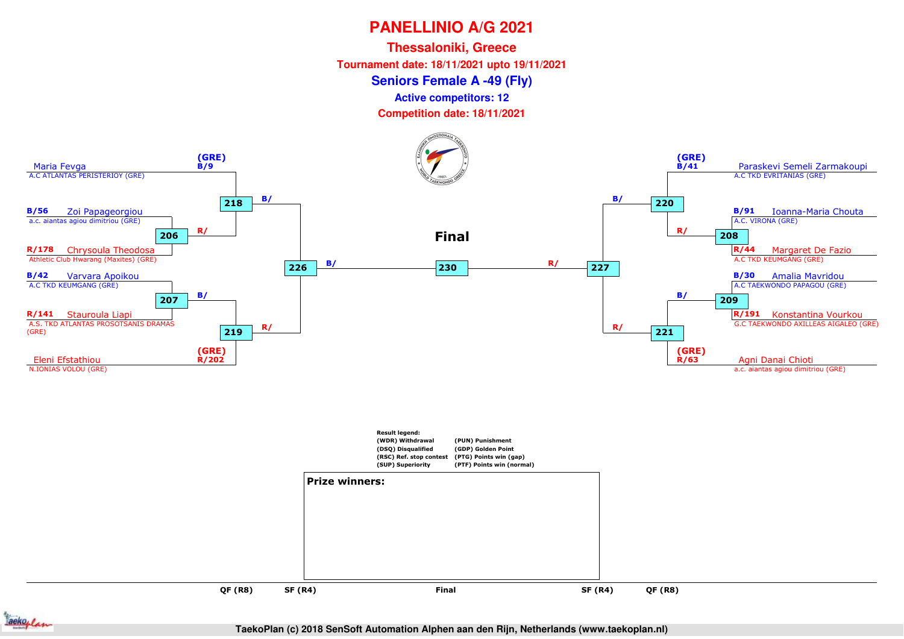# PANELLINIO A/G 2021

## Thessaloniki, Greece

**Tournament date: 18/11/2021 upto 19/11/2021**

## Seniors Female A -49 (Fly)

**Active competitors: 12**

**Competition date: 18/11/2021**

### Left bracket

- Maria Fevga — A.C ATLANTAS PERISTERIOY (GRE) — (GRE) B/9
- B/56 Zoi Papageorgiou — a.c. aiantas agiou dimitriou (GRE)
- R/178 Chrysoula Theodosa — Athletic Club Hwarang (Maxites) (GRE)
- B/42 Varvara Apoikou — A.C TKD KEUMGANG (GRE)
- R/141 Stauroula Liapi — A.S. TKD ATLANTAS PROSOTSANIS DRAMAS (GRE)
- Eleni Efstathiou — N.IONIAS VOLOU (GRE) — (GRE) R/202

Matches: 206 (R/), 207 (B/), 218 (B/), 219 (R/), 226 (B/)

### Final

230

### Right bracket

- Paraskevi Semeli Zarmakoupi — A.C TKD EVRITANIAS (GRE) — (GRE) B/41
- B/91 Ioanna-Maria Chouta — A.C. VIRONA (GRE)
- R/44 Margaret De Fazio — A.C TKD KEUMGANG (GRE)
- B/30 Amalia Mavridou — A.C TAEKWONDO PAPAGOU (GRE)
- R/191 Konstantina Vourkou — G.C TAEKWONDO AXILLEAS AIGALEO (GRE)
- Agni Danai Chioti — a.c. aiantas agiou dimitriou (GRE) — (GRE) R/63

Matches: 208 (R/), 209 (B/), 220 (B/), 221 (R/), 227 (R/)

**Result legend:**
(WDR) Withdrawal
(DSQ) Disqualified
(RSC) Ref. stop contest
(SUP) Superiority
(PUN) Punishment
(GDP) Golden Point
(PTG) Points win (gap)
(PTF) Points win (normal)

**Prize winners:**

QF (R8) | SF (R4) | Final | SF (R4) | QF (R8)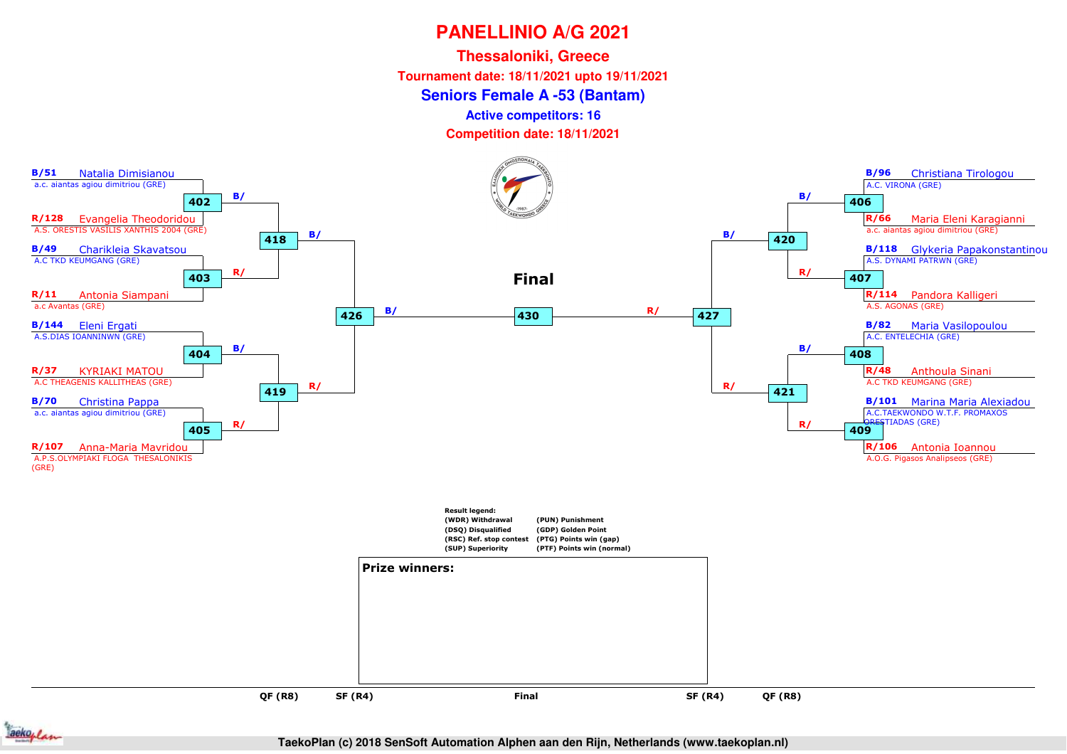# PANELLINIO A/G 2021

## Thessaloniki, Greece

**Tournament date: 18/11/2021 upto 19/11/2021**

## Seniors Female A -53 (Bantam)

**Active competitors: 16**

**Competition date: 18/11/2021**

### Left side of bracket

| Seed | Name | Club | QF match |
|---|---|---|---|
| B/51 | Natalia Dimisianou | a.c. aiantas agiou dimitriou (GRE) | 402 |
| R/128 | Evangelia Theodoridou | A.S. ORESTIS VASILIS XANTHIS 2004 (GRE) | 402 |
| B/49 | Charikleia Skavatsou | A.C TKD KEUMGANG (GRE) | 403 |
| R/11 | Antonia Siampani | a.c Avantas (GRE) | 403 |
| B/144 | Eleni Ergati | A.S.DIAS IOANNINWN (GRE) | 404 |
| R/37 | KYRIAKI MATOU | A.C THEAGENIS KALLITHEAS (GRE) | 404 |
| B/70 | Christina Pappa | a.c. aiantas agiou dimitriou (GRE) | 405 |
| R/107 | Anna-Maria Mavridou | A.P.S.OLYMPIAKI FLOGA THESALONIKIS (GRE) | 405 |

- 402 (B/) and 403 (R/) → 418
- 404 (B/) and 405 (R/) → 419
- 418 (B/) and 419 (R/) → 426

### Right side of bracket

| Seed | Name | Club | QF match |
|---|---|---|---|
| B/96 | Christiana Tirologou | A.C. VIRONA (GRE) | 406 |
| R/66 | Maria Eleni Karagianni | a.c. aiantas agiou dimitriou (GRE) | 406 |
| B/118 | Glykeria Papakonstantinou | A.S. DYNAMI PATRWN (GRE) | 407 |
| R/114 | Pandora Kalligeri | A.S. AGONAS (GRE) | 407 |
| B/82 | Maria Vasilopoulou | A.C. ENTELECHIA (GRE) | 408 |
| R/48 | Anthoula Sinani | A.C TKD KEUMGANG (GRE) | 408 |
| B/101 | Marina Maria Alexiadou | A.C.TAEKWONDO W.T.F. PROMAXOS ORESTIADAS (GRE) | 409 |
| R/106 | Antonia Ioannou | A.O.G. Pigasos Analipseos (GRE) | 409 |

- 406 (B/) and 407 (R/) → 420
- 408 (B/) and 409 (R/) → 421
- 420 (B/) and 421 (R/) → 427

### Final

426 (B/) vs 427 (R/) → 430

Rounds: QF (R8) | SF (R4) | Final | SF (R4) | QF (R8)

**Result legend:**

| | |
|---|---|
| (WDR) Withdrawal | (PUN) Punishment |
| (DSQ) Disqualified | (GDP) Golden Point |
| (RSC) Ref. stop contest | (PTG) Points win (gap) |
| (SUP) Superiority | (PTF) Points win (normal) |

**Prize winners:**

TaekoPlan (c) 2018 SenSoft Automation Alphen aan den Rijn, Netherlands (www.taekoplan.nl)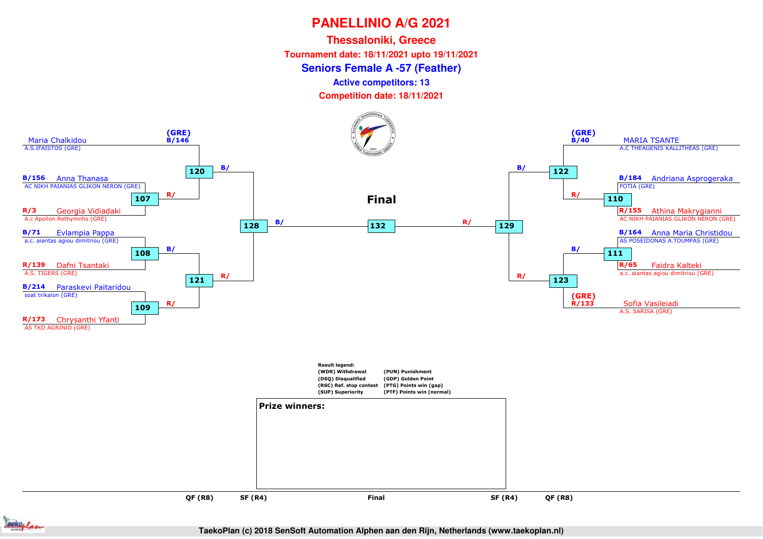# PANELLINIO A/G 2021

## Thessaloniki, Greece

**Tournament date: 18/11/2021 upto 19/11/2021**

## Seniors Female A -57 (Feather)

**Active competitors: 13**

**Competition date: 18/11/2021**

(GRE)
B/146
Maria Chalkidou
A.S.IFAISTOS (GRE)

B/156 Anna Thanasa
AC NIKH PAIANIAS GLIKON NERON (GRE)

R/3 Georgia Vidiadaki
A.c Apollon Rethymnhs (GRE)

B/71 Evlampia Pappa
a.c. aiantas agiou dimitriou (GRE)

R/139 Dafni Tsantaki
A.S. TIGERS (GRE)

B/214 Paraskevi Paitaridou
soat trikalon (GRE)

R/173 Chrysanthi Yfanti
AS TKD AGRINIO (GRE)

(GRE)
B/40
MARIA TSANTE
A.C THEAGENIS KALLITHEAS (GRE)

B/184 Andriana Asprogeraka
FOTIA (GRE)

R/155 Athina Makrygianni
AC NIKH PAIANIAS GLIKON NERON (GRE)

B/164 Anna Maria Christidou
AS POSEIDONAS A.TOUMPAS (GRE)

R/65 Faidra Kalteki
a.c. aiantas agiou dimitriou (GRE)

(GRE)
R/133
Sofia Vasileiadi
A.S. SARISA (GRE)

107 R/
108 B/
109 R/
120 B/
121 R/
128 B/

**Final**

132

129 R/
122 B/
123 R/
110 R/
111 B/

**Result legend:**
(WDR) Withdrawal
(DSQ) Disqualified
(RSC) Ref. stop contest
(SUP) Superiority
(PUN) Punishment
(GDP) Golden Point
(PTG) Points win (gap)
(PTF) Points win (normal)

**Prize winners:**

QF (R8) SF (R4) Final SF (R4) QF (R8)

TaekoPlan (c) 2018 SenSoft Automation Alphen aan den Rijn, Netherlands (www.taekoplan.nl)